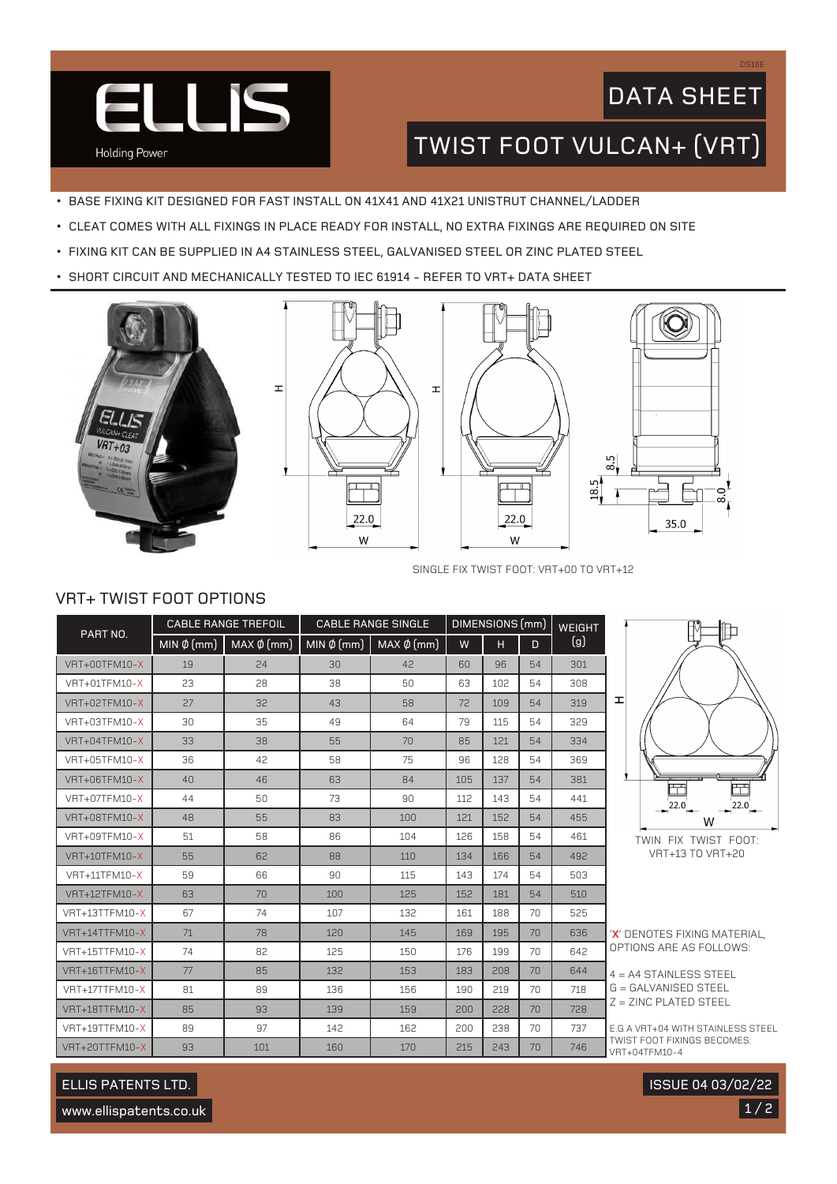# ELLIS

Holding Power

DS16E

## DATA SHEET

# TWIST FOOT VULCAN+ (VRT)

- BASE FIXING KIT DESIGNED FOR FAST INSTALL ON 41X41 AND 41X21 UNISTRUT CHANNEL/LADDER
- CLEAT COMES WITH ALL FIXINGS IN PLACE READY FOR INSTALL, NO EXTRA FIXINGS ARE REQUIRED ON SITE
- FIXING KIT CAN BE SUPPLIED IN A4 STAINLESS STEEL, GALVANISED STEEL OR ZINC PLATED STEEL
- SHORT CIRCUIT AND MECHANICALLY TESTED TO IEC 61914 - REFER TO VRT+ DATA SHEET

SINGLE FIX TWIST FOOT: VRT+00 TO VRT+12

## VRT+ TWIST FOOT OPTIONS

| PART NO. | CABLE RANGE TREFOIL | | CABLE RANGE SINGLE | | DIMENSIONS (mm) | | | WEIGHT (g) |
|---|---|---|---|---|---|---|---|---|
| | MIN Ø (mm) | MAX Ø (mm) | MIN Ø (mm) | MAX Ø (mm) | W | H | D | |
| VRT+00TFM10-X | 19 | 24 | 30 | 42 | 60 | 96 | 54 | 301 |
| VRT+01TFM10-X | 23 | 28 | 38 | 50 | 63 | 102 | 54 | 308 |
| VRT+02TFM10-X | 27 | 32 | 43 | 58 | 72 | 109 | 54 | 319 |
| VRT+03TFM10-X | 30 | 35 | 49 | 64 | 79 | 115 | 54 | 329 |
| VRT+04TFM10-X | 33 | 38 | 55 | 70 | 85 | 121 | 54 | 334 |
| VRT+05TFM10-X | 36 | 42 | 58 | 75 | 96 | 128 | 54 | 369 |
| VRT+06TFM10-X | 40 | 46 | 63 | 84 | 105 | 137 | 54 | 381 |
| VRT+07TFM10-X | 44 | 50 | 73 | 90 | 112 | 143 | 54 | 441 |
| VRT+08TFM10-X | 48 | 55 | 83 | 100 | 121 | 152 | 54 | 455 |
| VRT+09TFM10-X | 51 | 58 | 86 | 104 | 126 | 158 | 54 | 461 |
| VRT+10TFM10-X | 55 | 62 | 88 | 110 | 134 | 166 | 54 | 492 |
| VRT+11TFM10-X | 59 | 66 | 90 | 115 | 143 | 174 | 54 | 503 |
| VRT+12TFM10-X | 63 | 70 | 100 | 125 | 152 | 181 | 54 | 510 |
| VRT+13TTFM10-X | 67 | 74 | 107 | 132 | 161 | 188 | 70 | 525 |
| VRT+14TTFM10-X | 71 | 78 | 120 | 145 | 169 | 195 | 70 | 636 |
| VRT+15TTFM10-X | 74 | 82 | 125 | 150 | 176 | 199 | 70 | 642 |
| VRT+16TTFM10-X | 77 | 85 | 132 | 153 | 183 | 208 | 70 | 644 |
| VRT+17TTFM10-X | 81 | 89 | 136 | 156 | 190 | 219 | 70 | 718 |
| VRT+18TTFM10-X | 85 | 93 | 139 | 159 | 200 | 228 | 70 | 728 |
| VRT+19TTFM10-X | 89 | 97 | 142 | 162 | 200 | 238 | 70 | 737 |
| VRT+20TTFM10-X | 93 | 101 | 160 | 170 | 215 | 243 | 70 | 746 |

TWIN FIX TWIST FOOT: VRT+13 TO VRT+20

'X' DENOTES FIXING MATERIAL, OPTIONS ARE AS FOLLOWS:

4 = A4 STAINLESS STEEL
G = GALVANISED STEEL
Z = ZINC PLATED STEEL

E.G A VRT+04 WITH STAINLESS STEEL TWIST FOOT FIXINGS BECOMES: VRT+04TFM10-4

ELLIS PATENTS LTD.
www.ellispatents.co.uk

ISSUE 04 03/02/22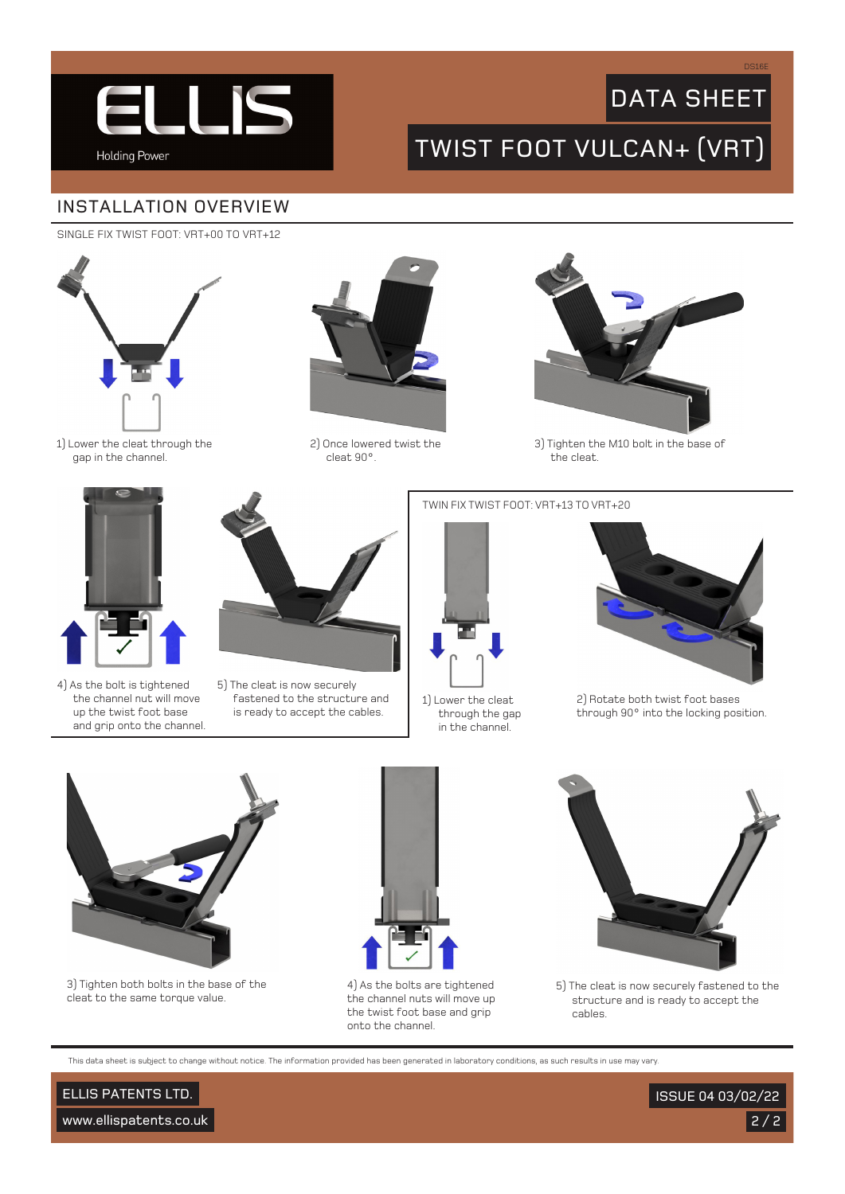# ELLIS

Holding Power

DS16E

## DATA SHEET

## TWIST FOOT VULCAN+ (VRT)

## INSTALLATION OVERVIEW

### SINGLE FIX TWIST FOOT: VRT+00 TO VRT+12

1) Lower the cleat through the gap in the channel.

2) Once lowered twist the cleat 90°.

3) Tighten the M10 bolt in the base of the cleat.

4) As the bolt is tightened the channel nut will move up the twist foot base and grip onto the channel.

5) The cleat is now securely fastened to the structure and is ready to accept the cables.

### TWIN FIX TWIST FOOT: VRT+13 TO VRT+20

1) Lower the cleat through the gap in the channel.

2) Rotate both twist foot bases through 90° into the locking position.

3) Tighten both bolts in the base of the cleat to the same torque value.

4) As the bolts are tightened the channel nuts will move up the twist foot base and grip onto the channel.

5) The cleat is now securely fastened to the structure and is ready to accept the cables.

This data sheet is subject to change without notice. The information provided has been generated in laboratory conditions, as such results in use may vary.

ELLIS PATENTS LTD.

www.ellispatents.co.uk

ISSUE 04 03/02/22